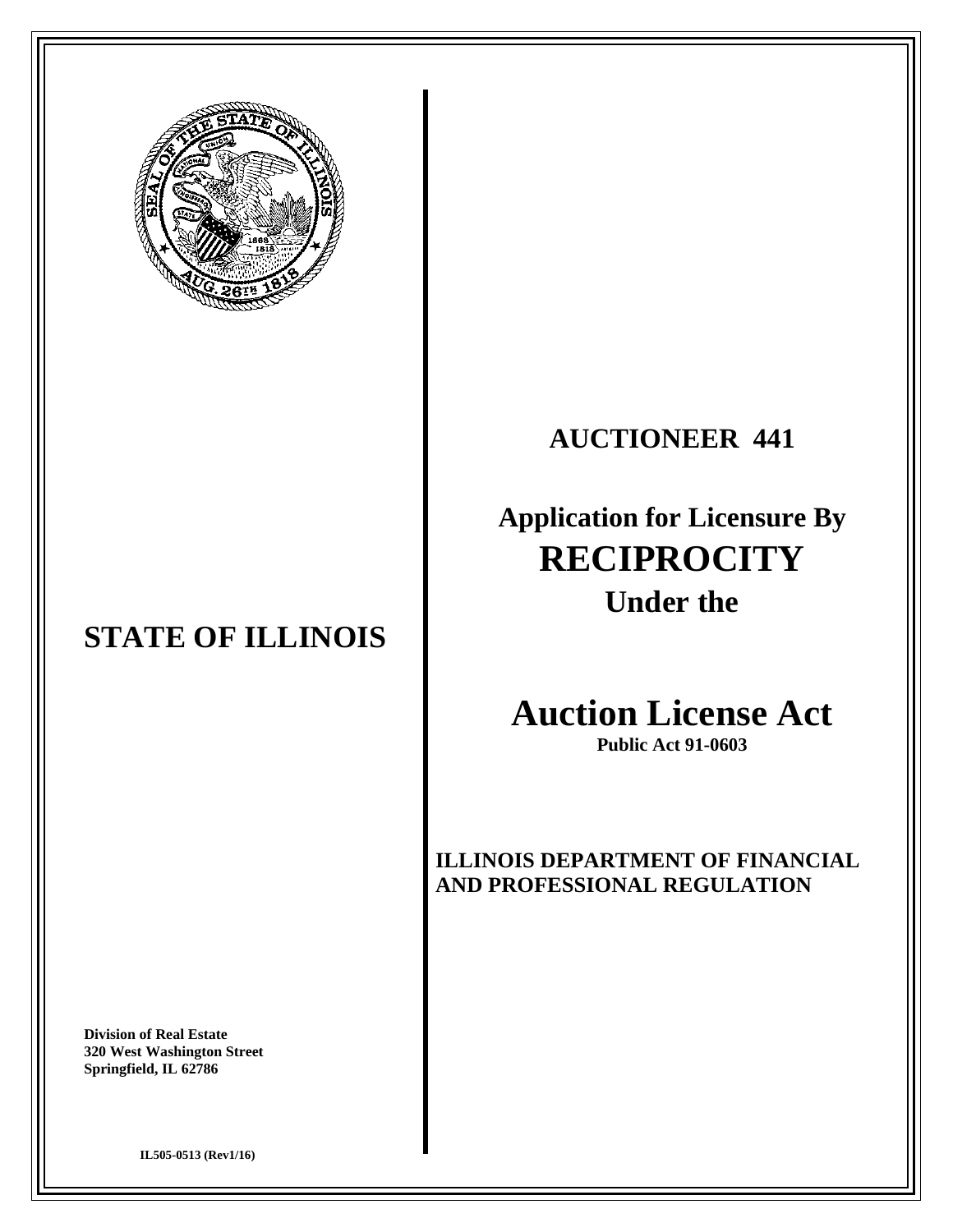# STATE OF ILLINOIS

## AUCTIONEER 441

## Application for Licensure By
# RECIPROCITY
## Under the

# Auction License Act

**Public Act 91-0603**

**ILLINOIS DEPARTMENT OF FINANCIAL AND PROFESSIONAL REGULATION**

**Division of Real Estate**
**320 West Washington Street**
**Springfield, IL 62786**

**IL505-0513 (Rev1/16)**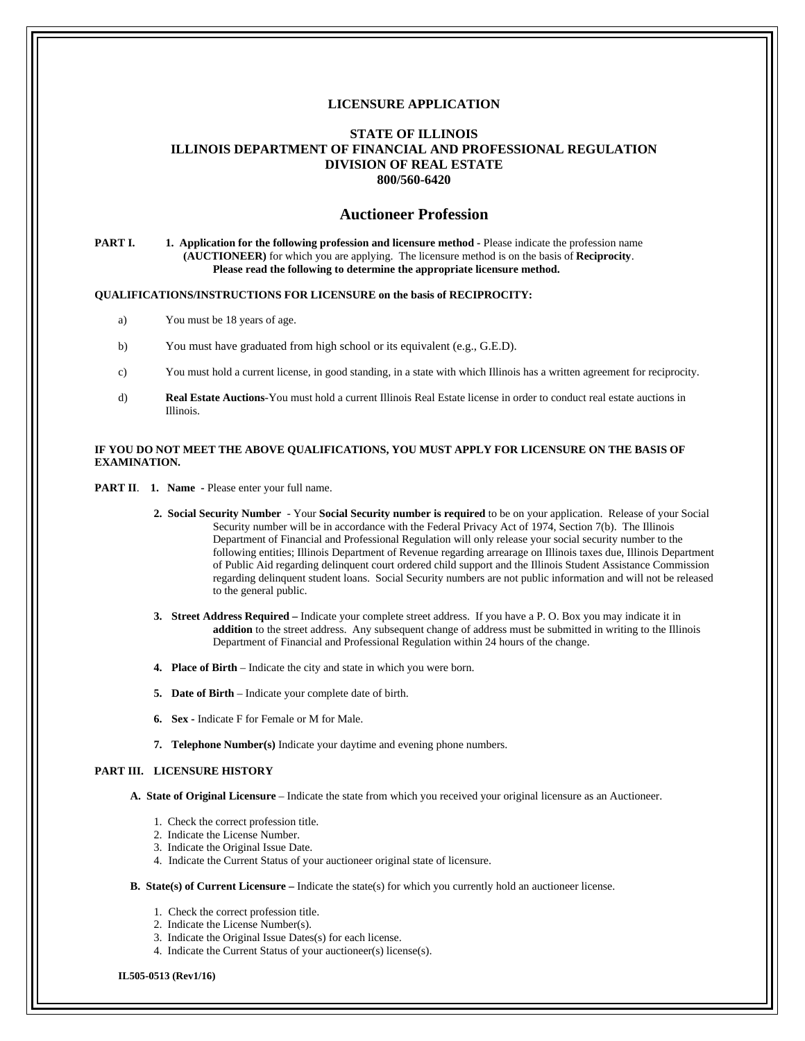**LICENSURE APPLICATION**

**STATE OF ILLINOIS**
**ILLINOIS DEPARTMENT OF FINANCIAL AND PROFESSIONAL REGULATION**
**DIVISION OF REAL ESTATE**
**800/560-6420**

## Auctioneer Profession

**PART I.** **1. Application for the following profession and licensure method -** Please indicate the profession name **(AUCTIONEER)** for which you are applying. The licensure method is on the basis of **Reciprocity**. **Please read the following to determine the appropriate licensure method.**

**QUALIFICATIONS/INSTRUCTIONS FOR LICENSURE on the basis of RECIPROCITY:**

a) You must be 18 years of age.

b) You must have graduated from high school or its equivalent (e.g., G.E.D).

c) You must hold a current license, in good standing, in a state with which Illinois has a written agreement for reciprocity.

d) **Real Estate Auctions**-You must hold a current Illinois Real Estate license in order to conduct real estate auctions in Illinois.

**IF YOU DO NOT MEET THE ABOVE QUALIFICATIONS, YOU MUST APPLY FOR LICENSURE ON THE BASIS OF EXAMINATION.**

**PART II**. **1. Name -** Please enter your full name.

**2. Social Security Number** - Your **Social Security number is required** to be on your application. Release of your Social Security number will be in accordance with the Federal Privacy Act of 1974, Section 7(b). The Illinois Department of Financial and Professional Regulation will only release your social security number to the following entities; Illinois Department of Revenue regarding arrearage on Illinois taxes due, Illinois Department of Public Aid regarding delinquent court ordered child support and the Illinois Student Assistance Commission regarding delinquent student loans. Social Security numbers are not public information and will not be released to the general public.

**3. Street Address Required –** Indicate your complete street address. If you have a P. O. Box you may indicate it in **addition** to the street address. Any subsequent change of address must be submitted in writing to the Illinois Department of Financial and Professional Regulation within 24 hours of the change.

**4. Place of Birth** – Indicate the city and state in which you were born.

**5. Date of Birth** – Indicate your complete date of birth.

**6. Sex -** Indicate F for Female or M for Male.

**7. Telephone Number(s)** Indicate your daytime and evening phone numbers.

**PART III. LICENSURE HISTORY**

**A. State of Original Licensure** – Indicate the state from which you received your original licensure as an Auctioneer.

1. Check the correct profession title.
2. Indicate the License Number.
3. Indicate the Original Issue Date.
4. Indicate the Current Status of your auctioneer original state of licensure.

**B. State(s) of Current Licensure –** Indicate the state(s) for which you currently hold an auctioneer license.

1. Check the correct profession title.
2. Indicate the License Number(s).
3. Indicate the Original Issue Dates(s) for each license.
4. Indicate the Current Status of your auctioneer(s) license(s).

**IL505-0513 (Rev1/16)**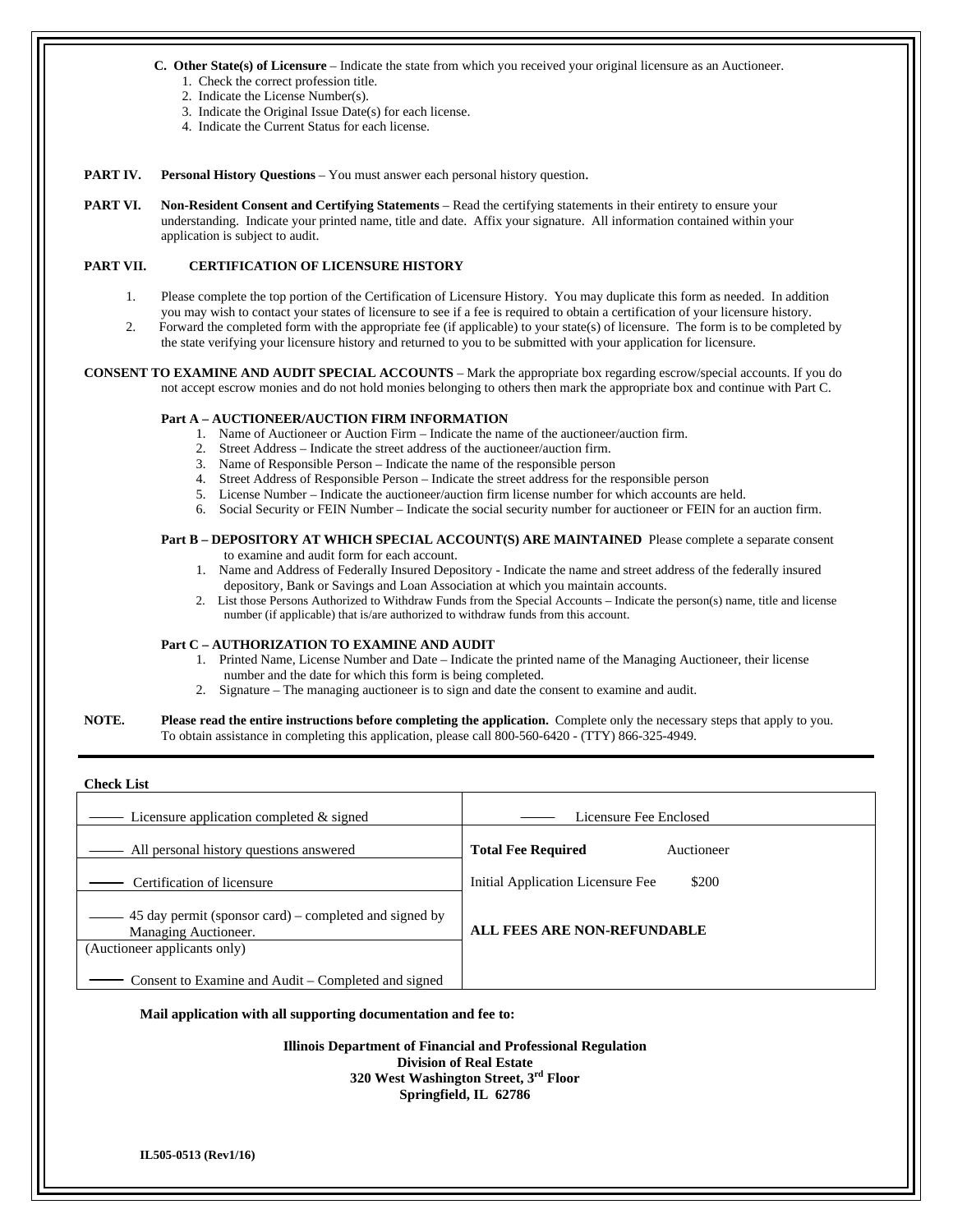**C. Other State(s) of Licensure** – Indicate the state from which you received your original licensure as an Auctioneer.

1. Check the correct profession title.
2. Indicate the License Number(s).
3. Indicate the Original Issue Date(s) for each license.
4. Indicate the Current Status for each license.

**PART IV. Personal History Questions** – You must answer each personal history question.

**PART VI. Non-Resident Consent and Certifying Statements** – Read the certifying statements in their entirety to ensure your understanding. Indicate your printed name, title and date. Affix your signature. All information contained within your application is subject to audit.

**PART VII. CERTIFICATION OF LICENSURE HISTORY**

1. Please complete the top portion of the Certification of Licensure History. You may duplicate this form as needed. In addition you may wish to contact your states of licensure to see if a fee is required to obtain a certification of your licensure history.
2. Forward the completed form with the appropriate fee (if applicable) to your state(s) of licensure. The form is to be completed by the state verifying your licensure history and returned to you to be submitted with your application for licensure.

**CONSENT TO EXAMINE AND AUDIT SPECIAL ACCOUNTS** – Mark the appropriate box regarding escrow/special accounts. If you do not accept escrow monies and do not hold monies belonging to others then mark the appropriate box and continue with Part C.

**Part A – AUCTIONEER/AUCTION FIRM INFORMATION**

1. Name of Auctioneer or Auction Firm – Indicate the name of the auctioneer/auction firm.
2. Street Address – Indicate the street address of the auctioneer/auction firm.
3. Name of Responsible Person – Indicate the name of the responsible person
4. Street Address of Responsible Person – Indicate the street address for the responsible person
5. License Number – Indicate the auctioneer/auction firm license number for which accounts are held.
6. Social Security or FEIN Number – Indicate the social security number for auctioneer or FEIN for an auction firm.

**Part B – DEPOSITORY AT WHICH SPECIAL ACCOUNT(S) ARE MAINTAINED** Please complete a separate consent to examine and audit form for each account.

1. Name and Address of Federally Insured Depository - Indicate the name and street address of the federally insured depository, Bank or Savings and Loan Association at which you maintain accounts.
2. List those Persons Authorized to Withdraw Funds from the Special Accounts – Indicate the person(s) name, title and license number (if applicable) that is/are authorized to withdraw funds from this account.

**Part C – AUTHORIZATION TO EXAMINE AND AUDIT**

1. Printed Name, License Number and Date – Indicate the printed name of the Managing Auctioneer, their license number and the date for which this form is being completed.
2. Signature – The managing auctioneer is to sign and date the consent to examine and audit.

**NOTE. Please read the entire instructions before completing the application.** Complete only the necessary steps that apply to you. To obtain assistance in completing this application, please call 800-560-6420 - (TTY) 866-325-4949.

**Check List**

| | |
|---|---|
| _____ Licensure application completed & signed | _____ Licensure Fee Enclosed |
| _____ All personal history questions answered | **Total Fee Required** Auctioneer |
| _____ Certification of licensure | Initial Application Licensure Fee $200 |
| _____ 45 day permit (sponsor card) – completed and signed by Managing Auctioneer. (Auctioneer applicants only) | **ALL FEES ARE NON-REFUNDABLE** |
| _____ Consent to Examine and Audit – Completed and signed | |

**Mail application with all supporting documentation and fee to:**

**Illinois Department of Financial and Professional Regulation**
**Division of Real Estate**
**320 West Washington Street, 3rd Floor**
**Springfield, IL 62786**

**IL505-0513 (Rev1/16)**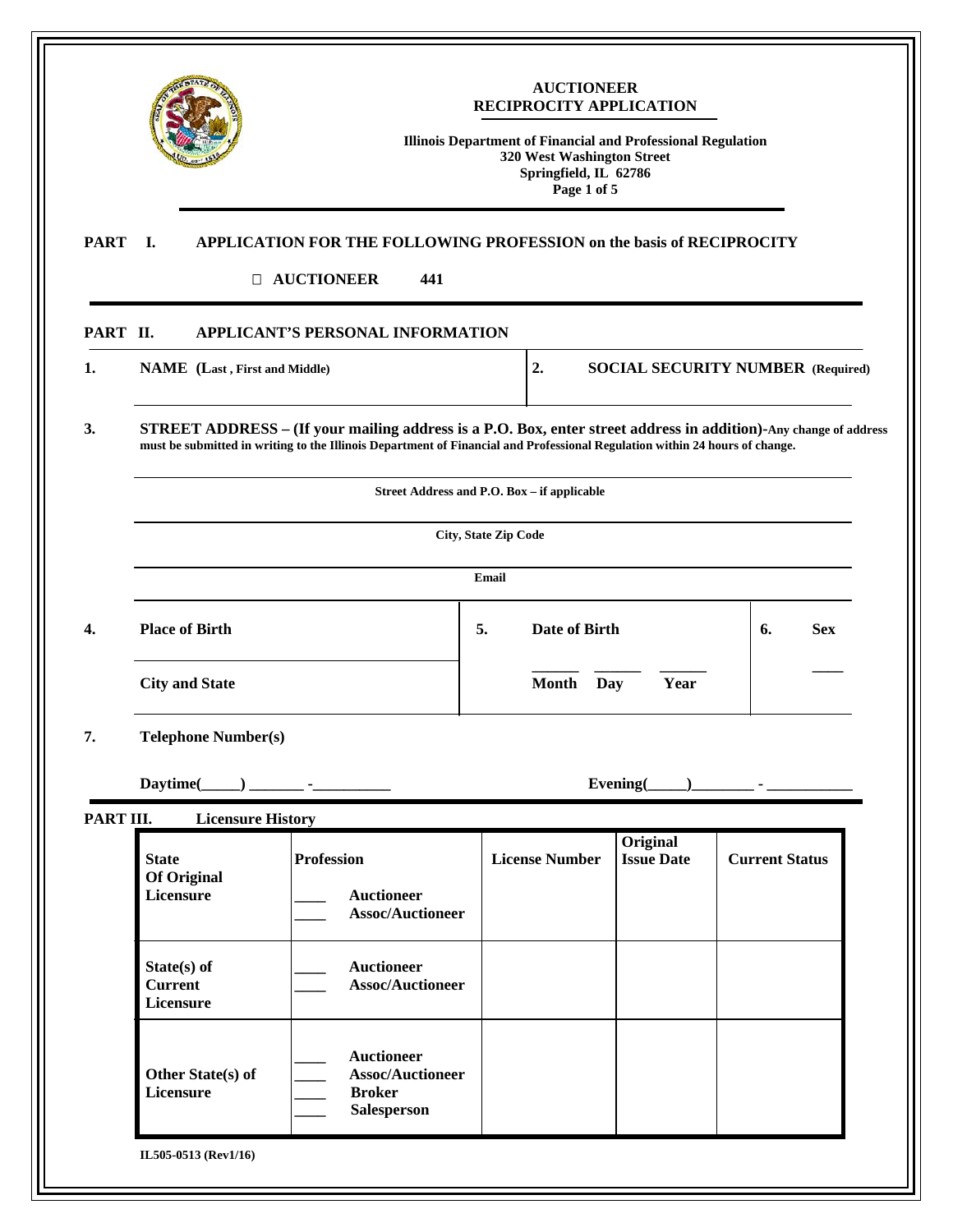# AUCTIONEER RECIPROCITY APPLICATION

**Illinois Department of Financial and Professional Regulation**
**320 West Washington Street**
**Springfield, IL 62786**
**Page 1 of 5**

## PART I. APPLICATION FOR THE FOLLOWING PROFESSION on the basis of RECIPROCITY

☐ **AUCTIONEER 441**

## PART II. APPLICANT'S PERSONAL INFORMATION

**1. NAME (Last , First and Middle)**

**2. SOCIAL SECURITY NUMBER (Required)**

**3. STREET ADDRESS – (If your mailing address is a P.O. Box, enter street address in addition)-Any change of address must be submitted in writing to the Illinois Department of Financial and Professional Regulation within 24 hours of change.**

**Street Address and P.O. Box – if applicable**

**City, State Zip Code**

**Email**

**4. Place of Birth**

**City and State**

**5. Date of Birth**

______ ______ ______
**Month Day Year**

**6. Sex**

____

**7. Telephone Number(s)**

**Daytime(_____) _______ -__________**

**Evening(_____)________ - ___________**

## PART III. Licensure History

| State Of Original Licensure | Profession | License Number | Original Issue Date | Current Status |
|---|---|---|---|---|
| | ____ Auctioneer<br>____ Assoc/Auctioneer | | | |
| State(s) of Current Licensure | ____ Auctioneer<br>____ Assoc/Auctioneer | | | |
| Other State(s) of Licensure | ____ Auctioneer<br>____ Assoc/Auctioneer<br>____ Broker<br>____ Salesperson | | | |

IL505-0513 (Rev1/16)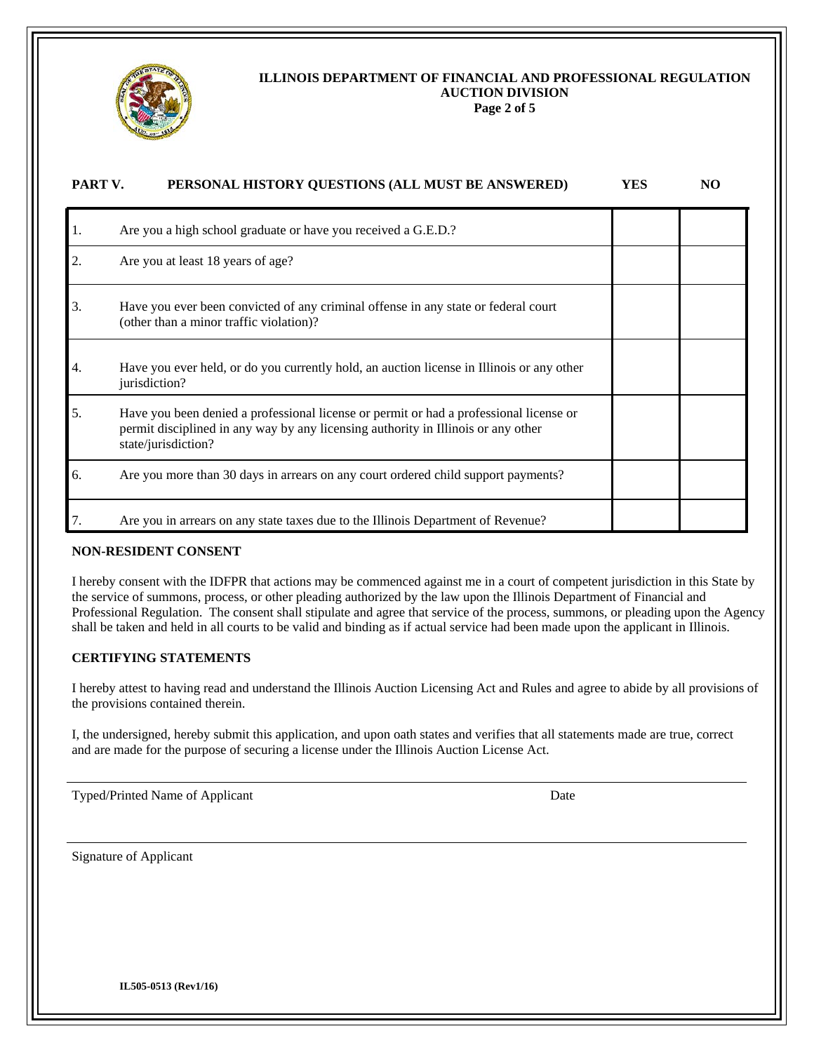**ILLINOIS DEPARTMENT OF FINANCIAL AND PROFESSIONAL REGULATION**
**AUCTION DIVISION**

| **PART V.** | **PERSONAL HISTORY QUESTIONS (ALL MUST BE ANSWERED)** | **YES** | **NO** |
|---|---|---|---|
| 1. | Are you a high school graduate or have you received a G.E.D.? | | |
| 2. | Are you at least 18 years of age? | | |
| 3. | Have you ever been convicted of any criminal offense in any state or federal court (other than a minor traffic violation)? | | |
| 4. | Have you ever held, or do you currently hold, an auction license in Illinois or any other jurisdiction? | | |
| 5. | Have you been denied a professional license or permit or had a professional license or permit disciplined in any way by any licensing authority in Illinois or any other state/jurisdiction? | | |
| 6. | Are you more than 30 days in arrears on any court ordered child support payments? | | |
| 7. | Are you in arrears on any state taxes due to the Illinois Department of Revenue? | | |

**NON-RESIDENT CONSENT**

I hereby consent with the IDFPR that actions may be commenced against me in a court of competent jurisdiction in this State by the service of summons, process, or other pleading authorized by the law upon the Illinois Department of Financial and Professional Regulation. The consent shall stipulate and agree that service of the process, summons, or pleading upon the Agency shall be taken and held in all courts to be valid and binding as if actual service had been made upon the applicant in Illinois.

**CERTIFYING STATEMENTS**

I hereby attest to having read and understand the Illinois Auction Licensing Act and Rules and agree to abide by all provisions of the provisions contained therein.

I, the undersigned, hereby submit this application, and upon oath states and verifies that all statements made are true, correct and are made for the purpose of securing a license under the Illinois Auction License Act.

\_\_\_\_\_\_\_\_\_\_\_\_\_\_\_\_\_\_\_\_\_\_\_\_\_\_\_\_\_\_\_\_\_\_\_\_\_\_\_\_\_\_\_\_\_\_\_\_\_\_\_\_\_\_\_\_\_\_\_\_\_\_\_\_\_\_\_\_\_\_\_\_\_\_\_\_\_\_

Typed/Printed Name of Applicant                                                                                                  Date

\_\_\_\_\_\_\_\_\_\_\_\_\_\_\_\_\_\_\_\_\_\_\_\_\_\_\_\_\_\_\_\_\_\_\_\_\_\_\_\_\_\_\_\_\_\_\_\_\_\_\_\_\_\_\_\_\_\_\_\_\_\_\_\_\_\_\_\_\_\_\_\_\_\_\_\_\_\_

Signature of Applicant

**IL505-0513 (Rev1/16)**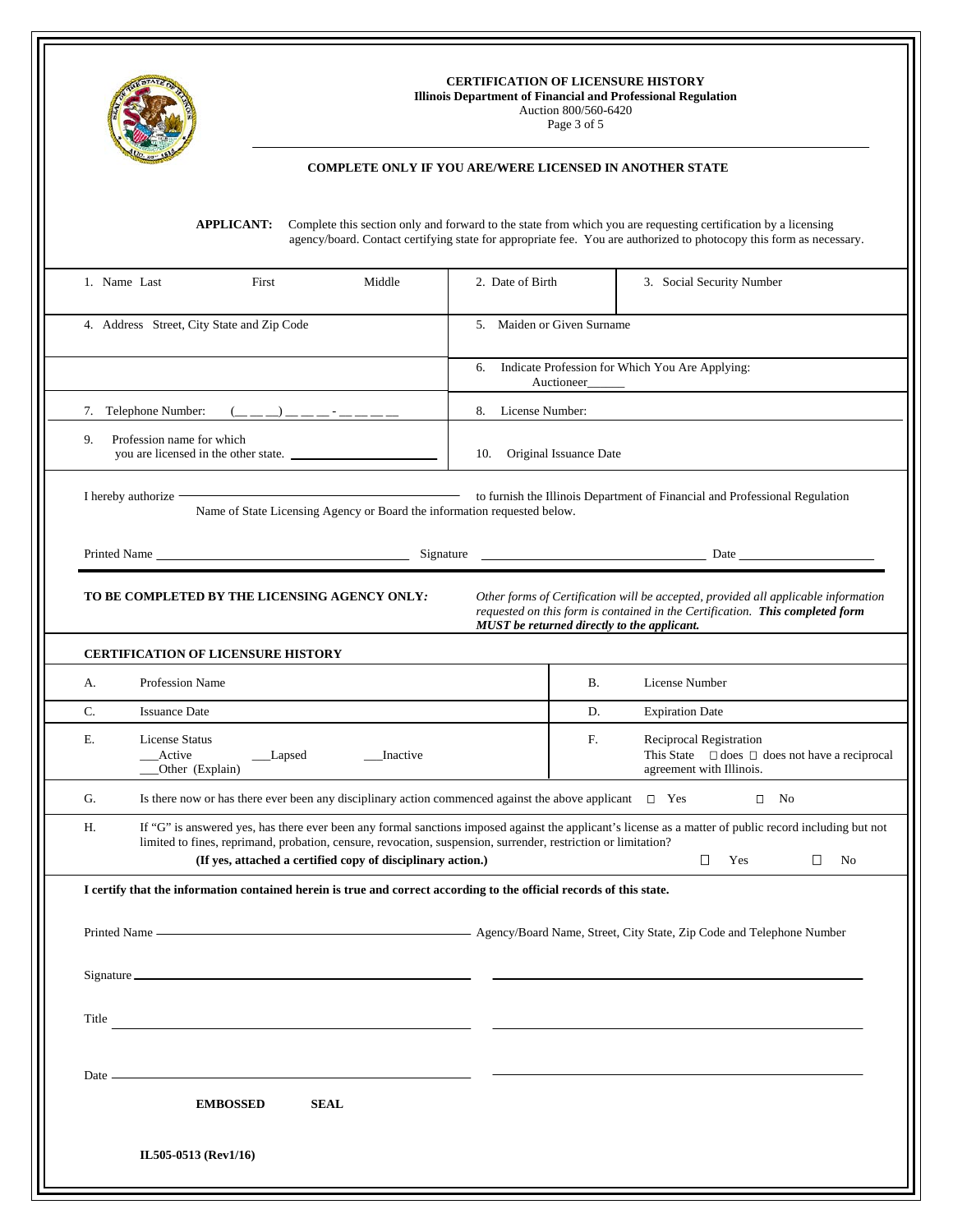**CERTIFICATION OF LICENSURE HISTORY**
**Illinois Department of Financial and Professional Regulation**
Auction 800/560-6420

**COMPLETE ONLY IF YOU ARE/WERE LICENSED IN ANOTHER STATE**

**APPLICANT:** Complete this section only and forward to the state from which you are requesting certification by a licensing agency/board. Contact certifying state for appropriate fee. You are authorized to photocopy this form as necessary.

| | | |
|---|---|---|
| 1. Name Last First Middle | 2. Date of Birth | 3. Social Security Number |
| 4. Address Street, City State and Zip Code | 5. Maiden or Given Surname | |
| | 6. Indicate Profession for Which You Are Applying: Auctioneer______ | |
| 7. Telephone Number: (_ _ _) _ _ _ - _ _ _ _ | 8. License Number: | |
| 9. Profession name for which you are licensed in the other state. ____________ | 10. Original Issuance Date | |

I hereby authorize ______________________ to furnish the Illinois Department of Financial and Professional Regulation
Name of State Licensing Agency or Board the information requested below.

Printed Name ______________________ Signature ______________________ Date ______________

**TO BE COMPLETED BY THE LICENSING AGENCY ONLY:** *Other forms of Certification will be accepted, provided all applicable information requested on this form is contained in the Certification.* ***This completed form MUST be returned directly to the applicant.***

**CERTIFICATION OF LICENSURE HISTORY**

| | | | |
|---|---|---|---|
| A. | Profession Name | B. | License Number |
| C. | Issuance Date | D. | Expiration Date |
| E. | License Status ___Active ___Lapsed ___Inactive ___Other (Explain) | F. | Reciprocal Registration This State ☐ does ☐ does not have a reciprocal agreement with Illinois. |

G. Is there now or has there ever been any disciplinary action commenced against the above applicant ☐ Yes ☐ No

H. If "G" is answered yes, has there ever been any formal sanctions imposed against the applicant's license as a matter of public record including but not limited to fines, reprimand, probation, censure, revocation, suspension, surrender, restriction or limitation?
**(If yes, attached a certified copy of disciplinary action.)** ☐ Yes ☐ No

**I certify that the information contained herein is true and correct according to the official records of this state.**

Printed Name ______________________ Agency/Board Name, Street, City State, Zip Code and Telephone Number

Signature ______________________ ______________________

Title ______________________ ______________________

Date ______________________ ______________________

**EMBOSSED SEAL**

**IL505-0513 (Rev1/16)**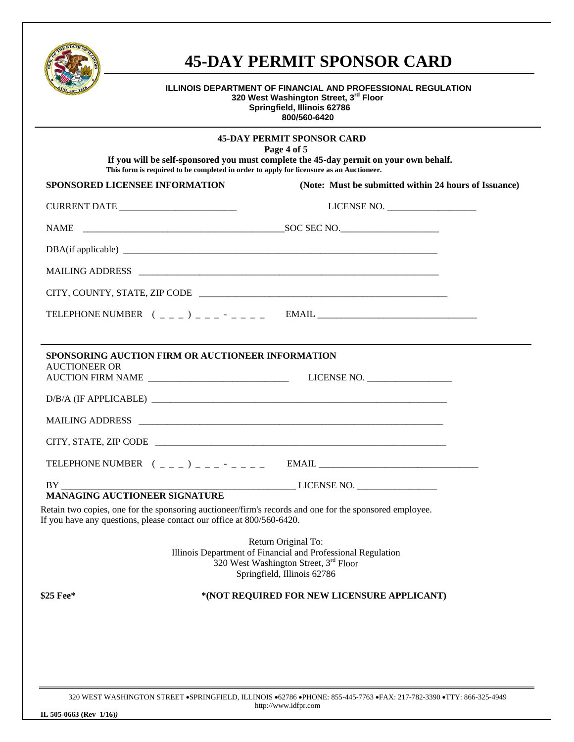# 45-DAY PERMIT SPONSOR CARD

**ILLINOIS DEPARTMENT OF FINANCIAL AND PROFESSIONAL REGULATION**
**320 West Washington Street, 3rd Floor**
**Springfield, Illinois 62786**
**800/560-6420**

**45-DAY PERMIT SPONSOR CARD**
**Page 4 of 5**

**If you will be self-sponsored you must complete the 45-day permit on your own behalf.**
**This form is required to be completed in order to apply for licensure as an Auctioneer.**

**SPONSORED LICENSEE INFORMATION** **(Note: Must be submitted within 24 hours of Issuance)**

CURRENT DATE ________________________ LICENSE NO. __________________

NAME ________________________________________SOC SEC NO.____________________

DBA(if applicable) ____________________________________________________________________

MAILING ADDRESS ______________________________________________________________

CITY, COUNTY, STATE, ZIP CODE ___________________________________________________

TELEPHONE NUMBER ( _ _ _ ) _ _ _ - _ _ _ _ EMAIL _________________________________

---

**SPONSORING AUCTION FIRM OR AUCTIONEER INFORMATION**

AUCTIONEER OR
AUCTION FIRM NAME _____________________________ LICENSE NO. _________________

D/B/A (IF APPLICABLE) _________________________________________________________________

MAILING ADDRESS _______________________________________________________________

CITY, STATE, ZIP CODE __________________________________________________________

TELEPHONE NUMBER ( _ _ _ ) _ _ _ - _ _ _ _ EMAIL _________________________________

BY __________________________________________________ LICENSE NO. ________________
**MANAGING AUCTIONEER SIGNATURE**

Retain two copies, one for the sponsoring auctioneer/firm's records and one for the sponsored employee.
If you have any questions, please contact our office at 800/560-6420.

Return Original To:
Illinois Department of Financial and Professional Regulation
320 West Washington Street, 3rd Floor
Springfield, Illinois 62786

**$25 Fee*** **\*(NOT REQUIRED FOR NEW LICENSURE APPLICANT)**

320 WEST WASHINGTON STREET •SPRINGFIELD, ILLINOIS •62786 •PHONE: 855-445-7763 •FAX: 217-782-3390 •TTY: 866-325-4949
http://www.idfpr.com

**IL 505-0663 (Rev 1/16)**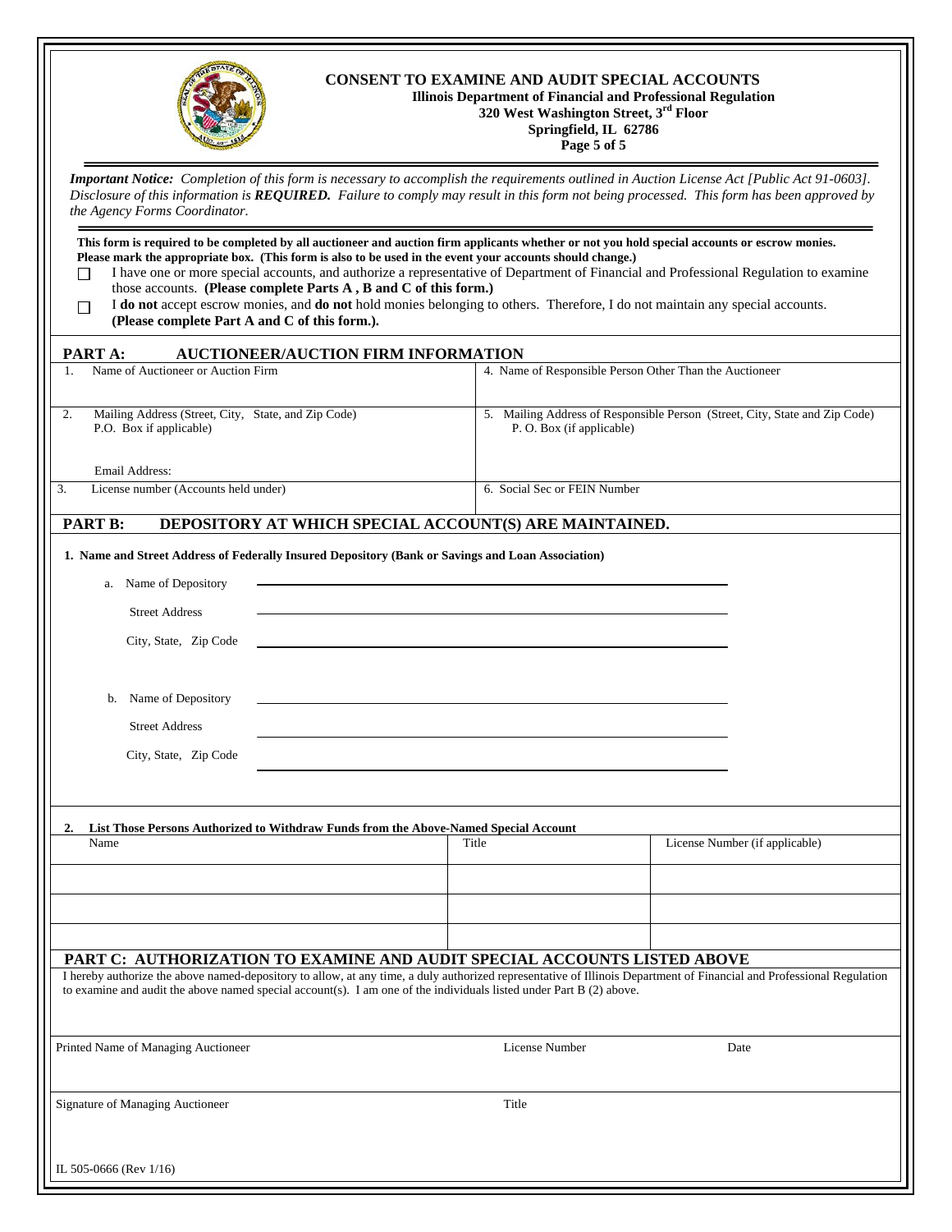# CONSENT TO EXAMINE AND AUDIT SPECIAL ACCOUNTS

**Illinois Department of Financial and Professional Regulation**
**320 West Washington Street, 3rd Floor**
**Springfield, IL 62786**
**Page 5 of 5**

***Important Notice:*** *Completion of this form is necessary to accomplish the requirements outlined in Auction License Act [Public Act 91-0603]. Disclosure of this information is* ***REQUIRED.*** *Failure to comply may result in this form not being processed. This form has been approved by the Agency Forms Coordinator.*

**This form is required to be completed by all auctioneer and auction firm applicants whether or not you hold special accounts or escrow monies. Please mark the appropriate box. (This form is also to be used in the event your accounts should change.)**

- ☐ I have one or more special accounts, and authorize a representative of Department of Financial and Professional Regulation to examine those accounts. **(Please complete Parts A , B and C of this form.)**
- ☐ I **do not** accept escrow monies, and **do not** hold monies belonging to others. Therefore, I do not maintain any special accounts. **(Please complete Part A and C of this form.).**

## PART A: AUCTIONEER/AUCTION FIRM INFORMATION

| | |
|---|---|
| 1. Name of Auctioneer or Auction Firm | 4. Name of Responsible Person Other Than the Auctioneer |
| 2. Mailing Address (Street, City, State, and Zip Code) P.O. Box if applicable)<br><br>Email Address: | 5. Mailing Address of Responsible Person (Street, City, State and Zip Code) P. O. Box (if applicable) |
| 3. License number (Accounts held under) | 6. Social Sec or FEIN Number |

## PART B: DEPOSITORY AT WHICH SPECIAL ACCOUNT(S) ARE MAINTAINED.

**1. Name and Street Address of Federally Insured Depository (Bank or Savings and Loan Association)**

a. Name of Depository ______________________________

Street Address ______________________________

City, State, Zip Code ______________________________

b. Name of Depository ______________________________

Street Address ______________________________

City, State, Zip Code ______________________________

**2. List Those Persons Authorized to Withdraw Funds from the Above-Named Special Account**

| Name | Title | License Number (if applicable) |
|---|---|---|
| | | |
| | | |
| | | |

## PART C: AUTHORIZATION TO EXAMINE AND AUDIT SPECIAL ACCOUNTS LISTED ABOVE

I hereby authorize the above named-depository to allow, at any time, a duly authorized representative of Illinois Department of Financial and Professional Regulation to examine and audit the above named special account(s). I am one of the individuals listed under Part B (2) above.

| | | |
|---|---|---|
| Printed Name of Managing Auctioneer | License Number | Date |
| Signature of Managing Auctioneer | Title | |

IL 505-0666 (Rev 1/16)